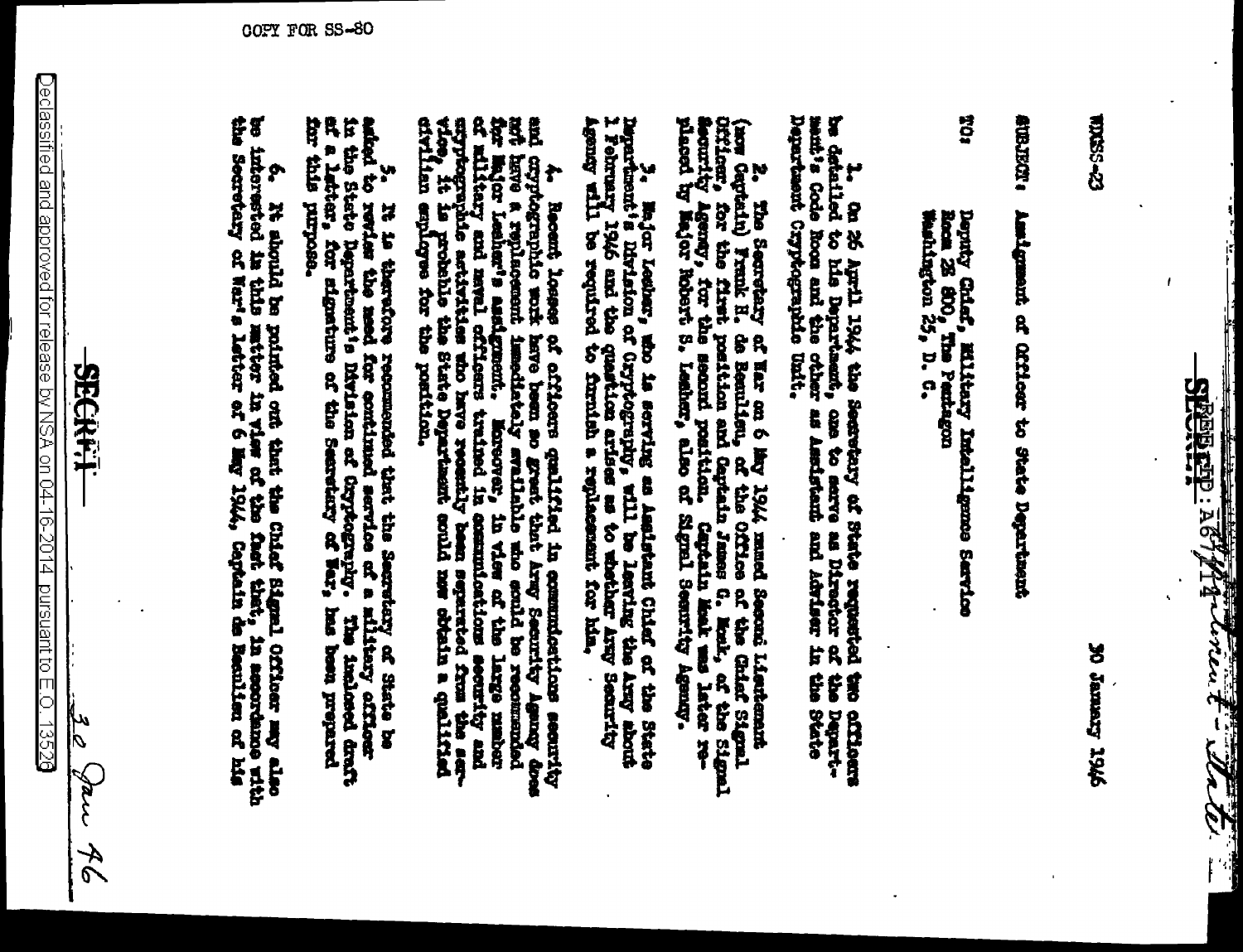COPY FOR SS-80

SECRET

REF ID: A67714

Assignment - State

WDGSS-23

30 January 1946

SUBJECT: Assignment of Officer to State Department

TO: Deputy Chief, Military Intelligence Service
Room 2E 800, The Pentagon
Washington 25, D. C.

1. On 26 April 1944 the Secretary of State requested two officers be detailed to his Department, one to serve as Director of the Department's Code Room and the other as Assistant and Adviser in the State Department Cryptographic Unit.

2. The Secretary of War on 6 May 1944 named Second Lieutenant (now Captain) Frank H. de Beaulieu, of the Office of the Chief Signal Officer, for the first position and Captain James G. Monk, of the Signal Security Agency, for the second position. Captain Monk was later replaced by Major Robert S. Lesher, also of Signal Security Agency.

3. Major Lesher, who is serving as Assistant Chief of the State Department's Division of Cryptography, will be leaving the Army about 1 February 1946 and the question arises as to whether Army Security Agency will be required to furnish a replacement for him.

4. Recent losses of officers qualified in communications security and cryptographic work have been so great that Army Security Agency does not have a replacement immediately available who could be recommended for Major Lesher's assignment. Moreover, in view of the large number of military and naval officers trained in communications security and cryptographic activities who have recently been separated from the service, it is probable the State Department could now obtain a qualified civilian employee for the position.

5. It is therefore recommended that the Secretary of State be asked to revise the need for continued service of a military officer in the State Department's Division of Cryptography. The inclosed draft of a letter, for signature of the Secretary of War, has been prepared for this purpose.

6. It should be pointed out that the Chief Signal Officer may also be interested in this matter in view of the fact that, in accordance with the Secretary of War's letter of 6 May 1944, Captain de Beaulieu of his

SECRET

30 Jan 46

Declassified and approved for release by NSA on 04-16-2014 pursuant to E.O. 13526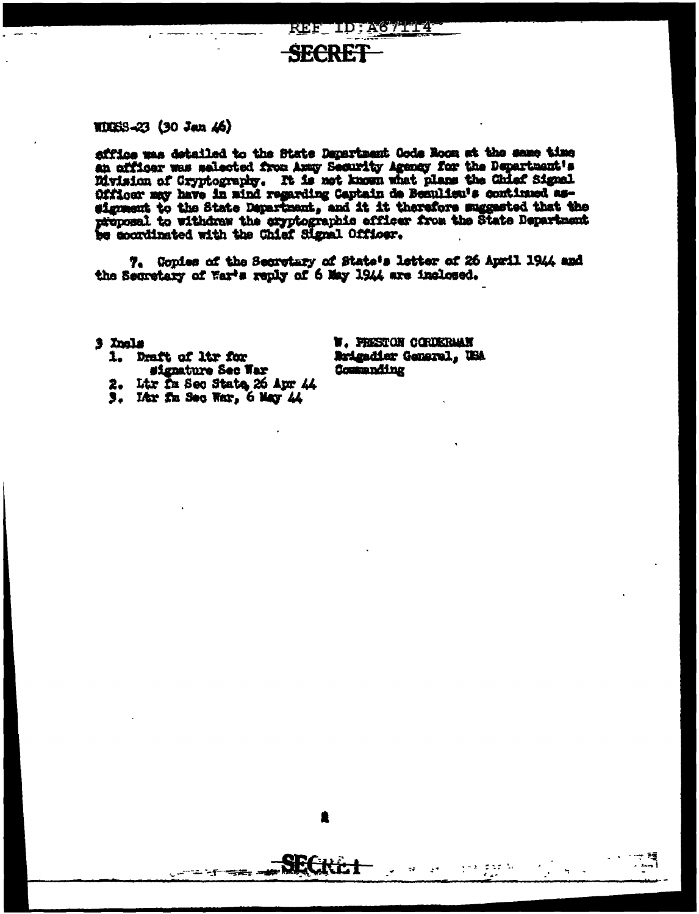REF ID:A67114

SECRET

WDGSS-23 (30 Jan 46)

office was detailed to the State Department Code Room at the same time an officer was selected from Army Security Agency for the Department's Division of Cryptography. It is not known what plans the Chief Signal Officer may have in mind regarding Captain de Beaulieu's continued assignment to the State Department, and it it therefore suggested that the proposal to withdraw the cryptographic officer from the State Department be coordinated with the Chief Signal Officer.

7. Copies of the Secretary of State's letter of 26 April 1944 and the Secretary of War's reply of 6 May 1944 are inclosed.

3 Incls
1. Draft of ltr for signature Sec War
2. Ltr fm Sec State, 26 Apr 44
3. Ltr fm Sec War, 6 May 44

W. PRESTON CORDERMAN
Brigadier General, USA
Commanding

SECRET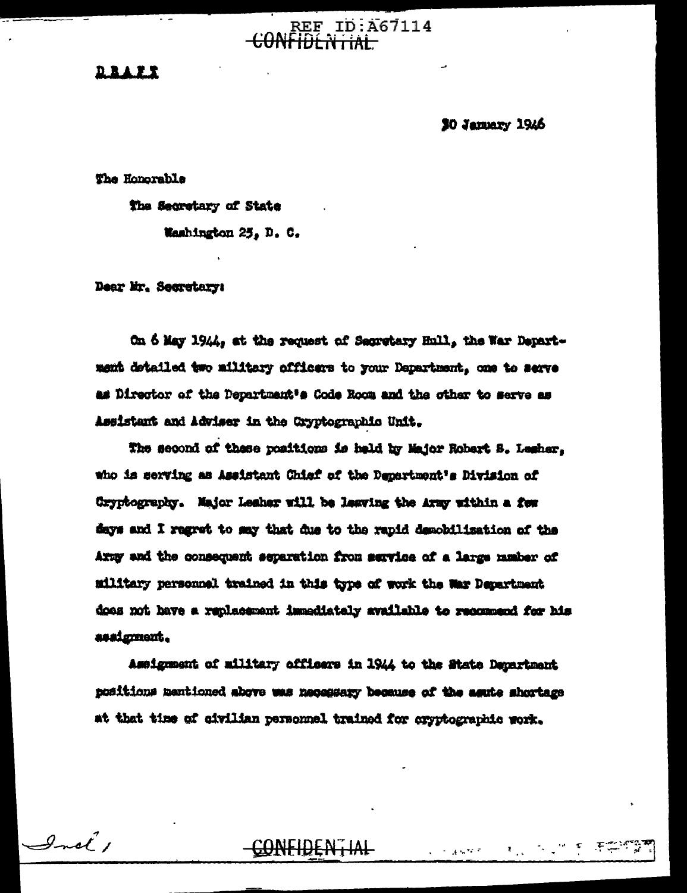REF ID:A67114

CONFIDENTIAL

DRAFT

30 January 1946

The Honorable

The Secretary of State

Washington 25, D. C.

Dear Mr. Secretary:

On 6 May 1944, at the request of Secretary Hull, the War Department detailed two military officers to your Department, one to serve as Director of the Department's Code Room and the other to serve as Assistant and Adviser in the Cryptographic Unit.

The second of these positions is held by Major Robert S. Lesher, who is serving as Assistant Chief of the Department's Division of Cryptography. Major Lesher will be leaving the Army within a few days and I regret to say that due to the rapid demobilization of the Army and the consequent separation from service of a large number of military personnel trained in this type of work the War Department does not have a replacement immediately available to recommend for his assignment.

Assignment of military officers in 1944 to the State Department positions mentioned above was necessary because of the acute shortage at that time of civilian personnel trained for cryptographic work.

Incl /

CONFIDENTIAL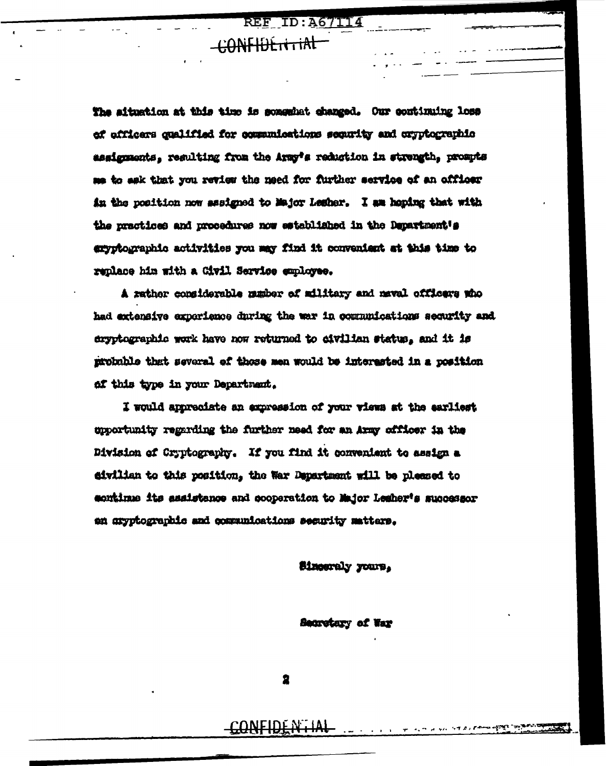REF ID:A67114

CONFIDENTIAL

The situation at this time is somewhat changed. Our continuing loss of officers qualified for communications security and cryptographic assignments, resulting from the Army's reduction in strength, prompts me to ask that you review the need for further service of an officer in the position now assigned to Major Lesher. I am hoping that with the practices and procedures now established in the Department's cryptographic activities you may find it convenient at this time to replace him with a Civil Service employee.

A rather considerable number of military and naval officers who had extensive experience during the war in communications security and cryptographic work have now returned to civilian status, and it is probable that several of those men would be interested in a position of this type in your Department.

I would appreciate an expression of your views at the earliest opportunity regarding the further need for an Army officer in the Division of Cryptography. If you find it convenient to assign a civilian to this position, the War Department will be pleased to continue its assistance and cooperation to Major Lesher's successor on cryptographic and communications security matters.

Sincerely yours,

Secretary of War

CONFIDENTIAL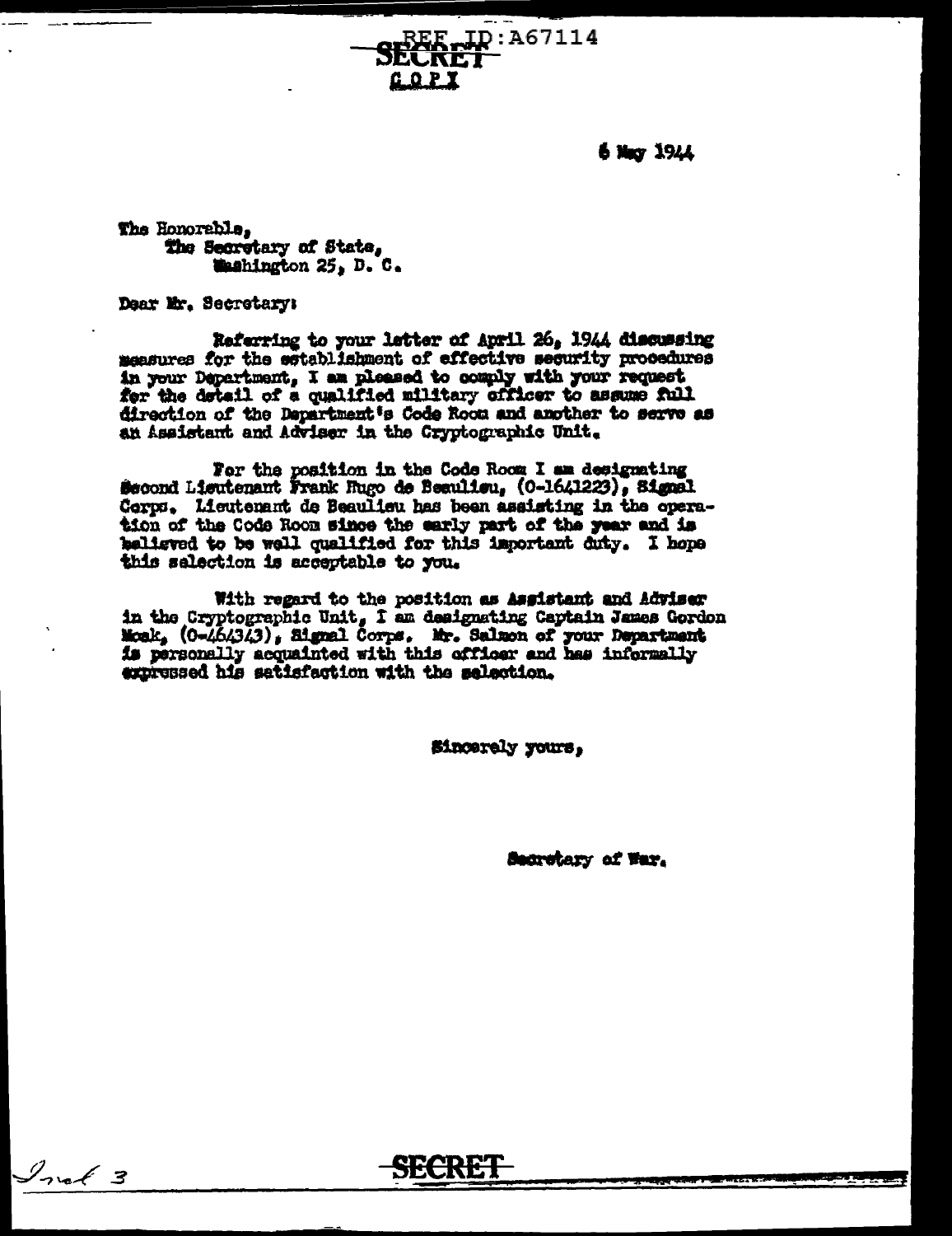REF ID:A67114

SECRET

COPY

6 May 1944

The Honorable,
The Secretary of State,
Washington 25, D. C.

Dear Mr. Secretary:

Referring to your letter of April 26, 1944 discussing measures for the establishment of effective security procedures in your Department, I am pleased to comply with your request for the detail of a qualified military officer to assume full direction of the Department's Code Room and another to serve as an Assistant and Adviser in the Cryptographic Unit.

For the position in the Code Room I am designating Second Lieutenant Frank Hugo de Beaulieu, (0-1641223), Signal Corps. Lieutenant de Beaulieu has been assisting in the operation of the Code Room since the early part of the year and is believed to be well qualified for this important duty. I hope this selection is acceptable to you.

With regard to the position as Assistant and Adviser in the Cryptographic Unit, I am designating Captain James Gordon Moak, (0-464343), Signal Corps. Mr. Salmon of your Department is personally acquainted with this officer and has informally expressed his satisfaction with the selection.

Sincerely yours,

Secretary of War.

Incl 3

SECRET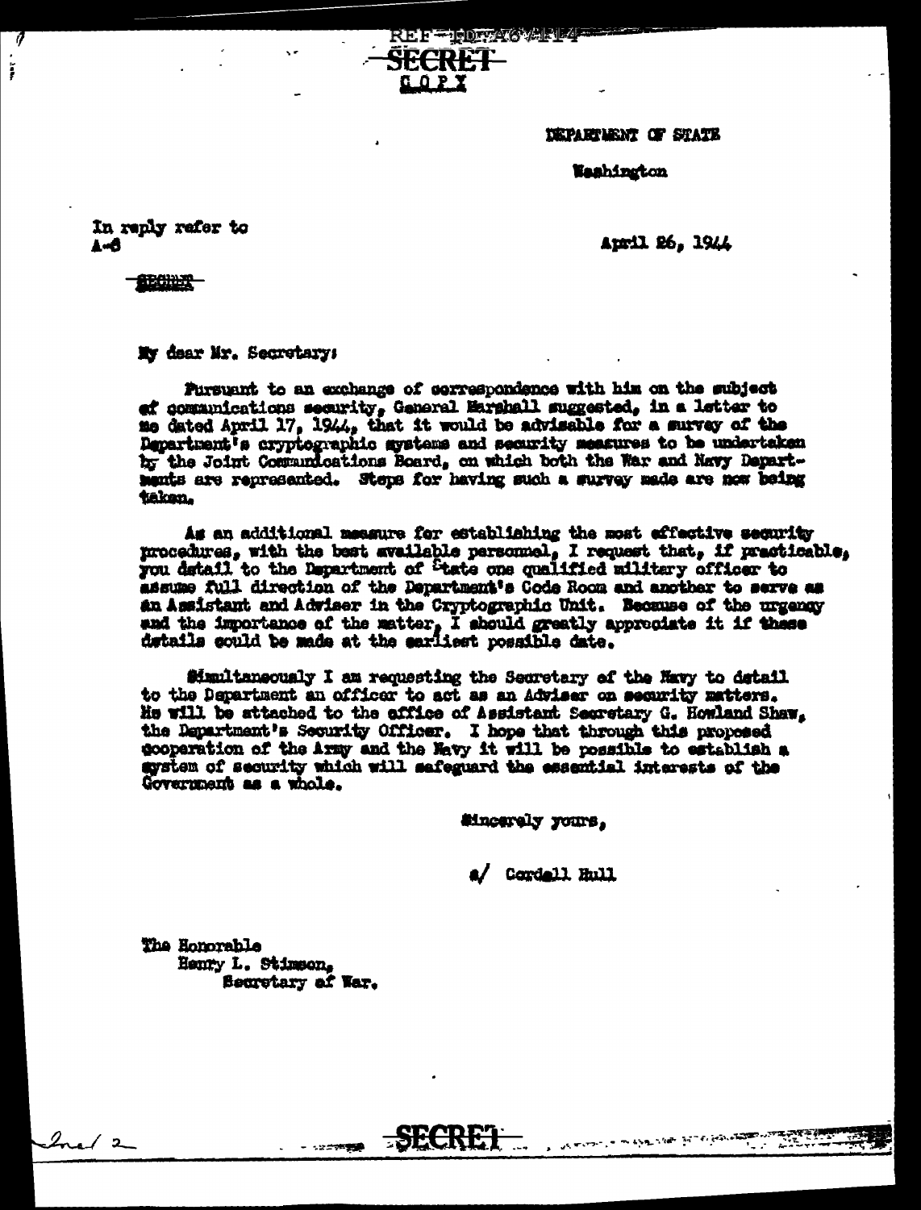REF ID:A67414

SECRET

COPY

DEPARTMENT OF STATE

Washington

In reply refer to
A-6

April 26, 1944

SECRET

My dear Mr. Secretary:

Pursuant to an exchange of correspondence with him on the subject of communications security, General Marshall suggested, in a letter to me dated April 17, 1944, that it would be advisable for a survey of the Department's cryptographic systems and security measures to be undertaken by the Joint Communications Board, on which both the War and Navy Departments are represented. Steps for having such a survey made are now being taken.

As an additional measure for establishing the most effective security procedures, with the best available personnel, I request that, if practicable, you detail to the Department of State one qualified military officer to assume full direction of the Department's Code Room and another to serve as an Assistant and Adviser in the Cryptographic Unit. Because of the urgency and the importance of the matter, I should greatly appreciate it if these details could be made at the earliest possible date.

Simultaneously I am requesting the Secretary of the Navy to detail to the Department an officer to act as an Adviser on security matters. He will be attached to the office of Assistant Secretary G. Howland Shaw, the Department's Security Officer. I hope that through this proposed cooperation of the Army and the Navy it will be possible to establish a system of security which will safeguard the essential interests of the Government as a whole.

Sincerely yours,

s/ Cordell Hull

The Honorable
Henry L. Stimson,
Secretary of War.

Incl 2

SECRET